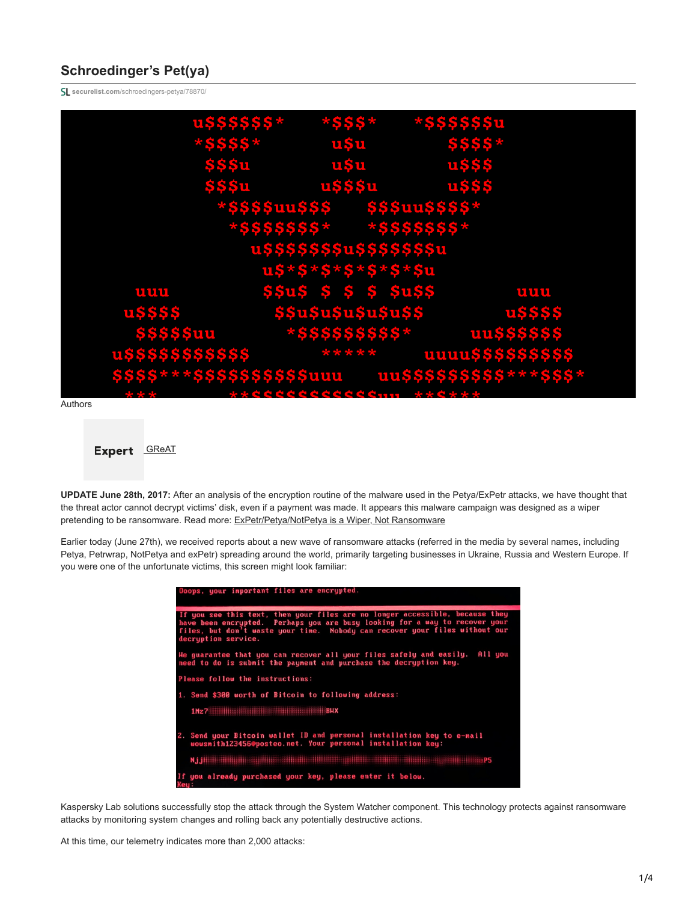# Schroedinger's Pet(ya)

securelist.com/schroedingers-petya/78870/

Authors

Expert GReAT

**UPDATE June 28th, 2017:** After an analysis of the encryption routine of the malware used in the Petya/ExPetr attacks, we have thought that the threat actor cannot decrypt victims' disk, even if a payment was made. It appears this malware campaign was designed as a wiper pretending to be ransomware. Read more: ExPetr/Petya/NotPetya is a Wiper, Not Ransomware

Earlier today (June 27th), we received reports about a new wave of ransomware attacks (referred in the media by several names, including Petya, Petrwrap, NotPetya and exPetr) spreading around the world, primarily targeting businesses in Ukraine, Russia and Western Europe. If you were one of the unfortunate victims, this screen might look familiar:

Kaspersky Lab solutions successfully stop the attack through the System Watcher component. This technology protects against ransomware attacks by monitoring system changes and rolling back any potentially destructive actions.

At this time, our telemetry indicates more than 2,000 attacks: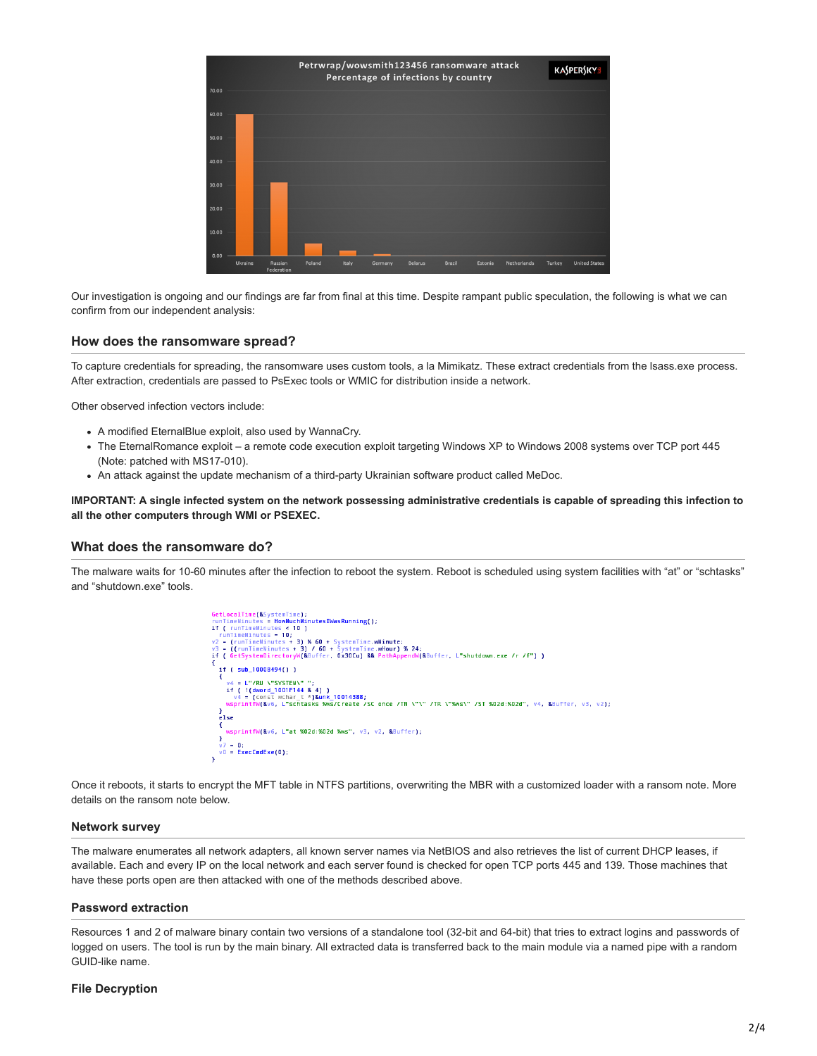Our investigation is ongoing and our findings are far from final at this time. Despite rampant public speculation, the following is what we can confirm from our independent analysis:

## How does the ransomware spread?

To capture credentials for spreading, the ransomware uses custom tools, a la Mimikatz. These extract credentials from the lsass.exe process. After extraction, credentials are passed to PsExec tools or WMIC for distribution inside a network.

Other observed infection vectors include:

- A modified EternalBlue exploit, also used by WannaCry.
- The EternalRomance exploit – a remote code execution exploit targeting Windows XP to Windows 2008 systems over TCP port 445 (Note: patched with MS17-010).
- An attack against the update mechanism of a third-party Ukrainian software product called MeDoc.

**IMPORTANT: A single infected system on the network possessing administrative credentials is capable of spreading this infection to all the other computers through WMI or PSEXEC.**

## What does the ransomware do?

The malware waits for 10-60 minutes after the infection to reboot the system. Reboot is scheduled using system facilities with "at" or "schtasks" and "shutdown.exe" tools.

```
GetLocalTime(&SystemTime);
runTimeMinutes = HowMuchMinutesIWasRunning();
if ( runTimeMinutes < 10 )
  runTimeMinutes = 10;
v2 = (runTimeMinutes + 3) % 60 + SystemTime.wMinute;
v3 = ((runTimeMinutes + 3) / 60 + SystemTime.wHour) % 24;
if ( GetSystemDirectoryW(&Buffer, 0x30Cu) && PathAppendW(&Buffer, L"shutdown.exe /r /f") )
{
  if ( sub_10008494() )
  {
    v4 = L"/RU \"SYSTEM\" ";
    if ( !(dword_1001F144 & 4) )
      v4 = (const wchar_t *)&unk_10014388;
    wsprintfW(&v6, L"schtasks %ws/Create /SC once /TN \"\" /TR \"%ws\" /ST %02d:%02d", v4, &Buffer, v3, v2);
  }
  else
  {
    wsprintfW(&v6, L"at %02d:%02d %ws", v3, v2, &Buffer);
  }
  v7 = 0;
  v0 = ExecCmdExe(0);
}
```

Once it reboots, it starts to encrypt the MFT table in NTFS partitions, overwriting the MBR with a customized loader with a ransom note. More details on the ransom note below.

### Network survey

The malware enumerates all network adapters, all known server names via NetBIOS and also retrieves the list of current DHCP leases, if available. Each and every IP on the local network and each server found is checked for open TCP ports 445 and 139. Those machines that have these ports open are then attacked with one of the methods described above.

### Password extraction

Resources 1 and 2 of malware binary contain two versions of a standalone tool (32-bit and 64-bit) that tries to extract logins and passwords of logged on users. The tool is run by the main binary. All extracted data is transferred back to the main module via a named pipe with a random GUID-like name.

### File Decryption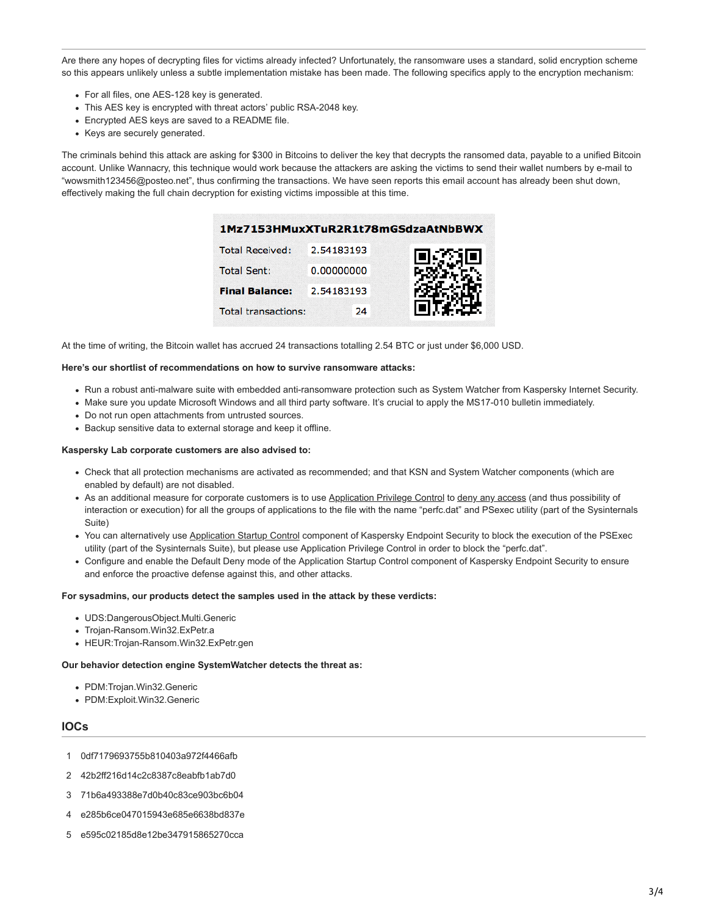Are there any hopes of decrypting files for victims already infected? Unfortunately, the ransomware uses a standard, solid encryption scheme so this appears unlikely unless a subtle implementation mistake has been made. The following specifics apply to the encryption mechanism:

- For all files, one AES-128 key is generated.
- This AES key is encrypted with threat actors' public RSA-2048 key.
- Encrypted AES keys are saved to a README file.
- Keys are securely generated.

The criminals behind this attack are asking for $300 in Bitcoins to deliver the key that decrypts the ransomed data, payable to a unified Bitcoin account. Unlike Wannacry, this technique would work because the attackers are asking the victims to send their wallet numbers by e-mail to "wowsmith123456@posteo.net", thus confirming the transactions. We have seen reports this email account has already been shut down, effectively making the full chain decryption for existing victims impossible at this time.

**1Mz7153HMuxXTuR2R1t78mGSdzaAtNbBWX**

| | |
|---|---|
| Total Received: | 2.54183193 |
| Total Sent: | 0.00000000 |
| **Final Balance:** | 2.54183193 |
| Total transactions: | 24 |

At the time of writing, the Bitcoin wallet has accrued 24 transactions totalling 2.54 BTC or just under $6,000 USD.

**Here's our shortlist of recommendations on how to survive ransomware attacks:**

- Run a robust anti-malware suite with embedded anti-ransomware protection such as System Watcher from Kaspersky Internet Security.
- Make sure you update Microsoft Windows and all third party software. It's crucial to apply the MS17-010 bulletin immediately.
- Do not run open attachments from untrusted sources.
- Backup sensitive data to external storage and keep it offline.

**Kaspersky Lab corporate customers are also advised to:**

- Check that all protection mechanisms are activated as recommended; and that KSN and System Watcher components (which are enabled by default) are not disabled.
- As an additional measure for corporate customers is to use Application Privilege Control to deny any access (and thus possibility of interaction or execution) for all the groups of applications to the file with the name "perfc.dat" and PSexec utility (part of the Sysinternals Suite)
- You can alternatively use Application Startup Control component of Kaspersky Endpoint Security to block the execution of the PSExec utility (part of the Sysinternals Suite), but please use Application Privilege Control in order to block the "perfc.dat".
- Configure and enable the Default Deny mode of the Application Startup Control component of Kaspersky Endpoint Security to ensure and enforce the proactive defense against this, and other attacks.

**For sysadmins, our products detect the samples used in the attack by these verdicts:**

- UDS:DangerousObject.Multi.Generic
- Trojan-Ransom.Win32.ExPetr.a
- HEUR:Trojan-Ransom.Win32.ExPetr.gen

**Our behavior detection engine SystemWatcher detects the threat as:**

- PDM:Trojan.Win32.Generic
- PDM:Exploit.Win32.Generic

## IOCs

```
1 0df7179693755b810403a972f4466afb
2 42b2ff216d14c2c8387c8eabfb1ab7d0
3 71b6a493388e7d0b40c83ce903bc6b04
4 e285b6ce047015943e685e6638bd837e
5 e595c02185d8e12be347915865270cca
```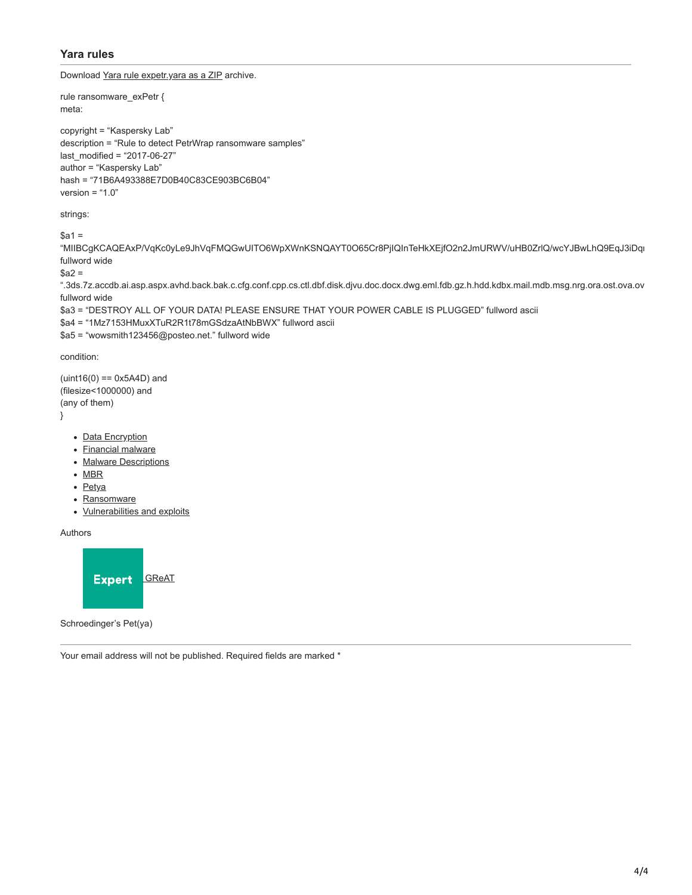## Yara rules

Download Yara rule expetr.yara as a ZIP archive.

```
rule ransomware_exPetr {
meta:

copyright = "Kaspersky Lab"
description = "Rule to detect PetrWrap ransomware samples"
last_modified = "2017-06-27"
author = "Kaspersky Lab"
hash = "71B6A493388E7D0B40C83CE903BC6B04"
version = "1.0"

strings:

$a1 =
"MIIBCgKCAQEAxP/VqKc0yLe9JhVqFMQGwUITO6WpXWnKSNQAYT0O65Cr8PjIQInTeHkXEjfO2n2JmURWV/uHB0ZrlQ/wcYJBwLhQ9EqJ3iDq
fullword wide
$a2 =
".3ds.7z.accdb.ai.asp.aspx.avhd.back.bak.c.cfg.conf.cpp.cs.ctl.dbf.disk.djvu.doc.docx.dwg.eml.fdb.gz.h.hdd.kdbx.mail.mdb.msg.nrg.ora.ost.ova.ov
fullword wide
$a3 = "DESTROY ALL OF YOUR DATA! PLEASE ENSURE THAT YOUR POWER CABLE IS PLUGGED" fullword ascii
$a4 = "1Mz7153HMuxXTuR2R1t78mGSdzaAtNbBWX" fullword ascii
$a5 = "wowsmith123456@posteo.net." fullword wide

condition:

(uint16(0) == 0x5A4D) and
(filesize<1000000) and
(any of them)
}
```

- Data Encryption
- Financial malware
- Malware Descriptions
- MBR
- Petya
- Ransomware
- Vulnerabilities and exploits

Authors

Expert GReAT

Schroedinger's Pet(ya)

Your email address will not be published. Required fields are marked *